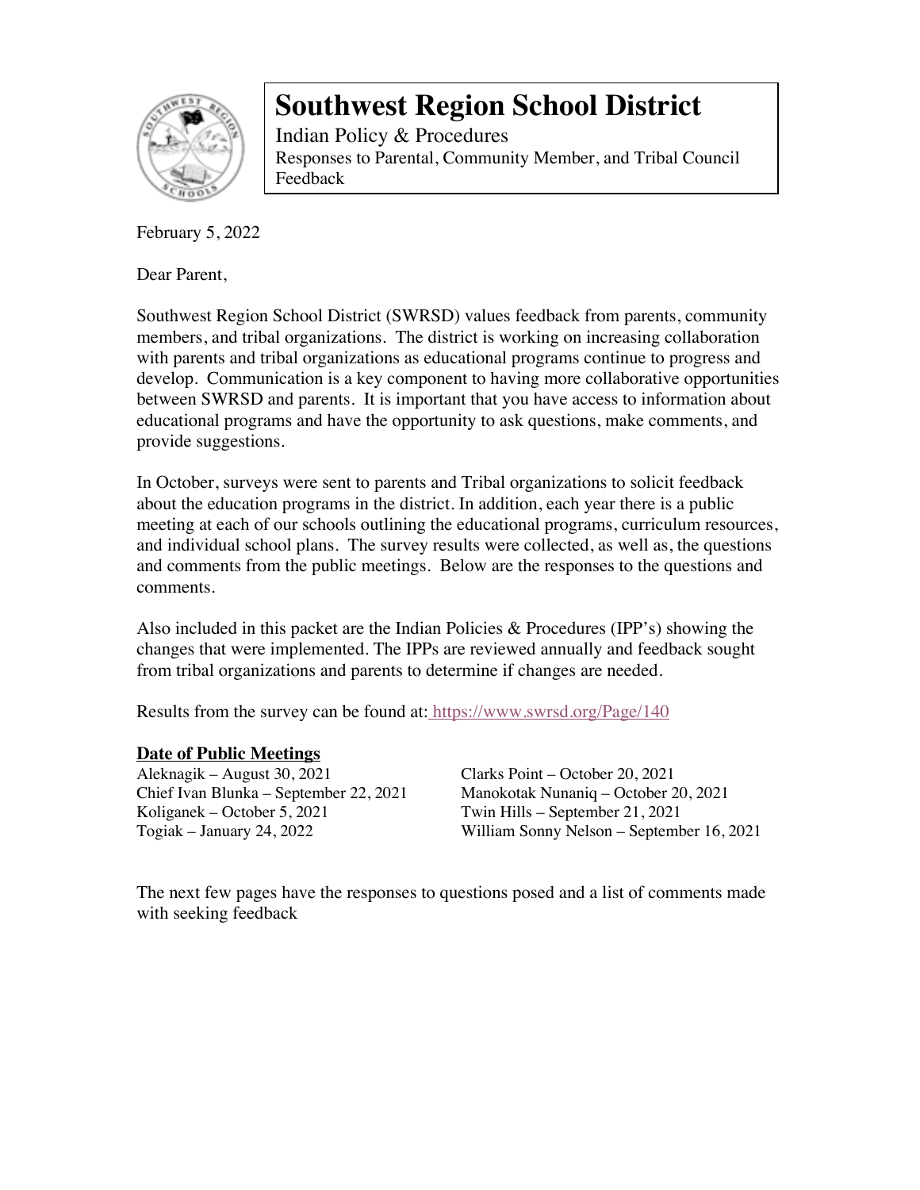# Southwest Region School District

Indian Policy & Procedures

Responses to Parental, Community Member, and Tribal Council Feedback

February 5, 2022

Dear Parent,

Southwest Region School District (SWRSD) values feedback from parents, community members, and tribal organizations. The district is working on increasing collaboration with parents and tribal organizations as educational programs continue to progress and develop. Communication is a key component to having more collaborative opportunities between SWRSD and parents. It is important that you have access to information about educational programs and have the opportunity to ask questions, make comments, and provide suggestions.

In October, surveys were sent to parents and Tribal organizations to solicit feedback about the education programs in the district. In addition, each year there is a public meeting at each of our schools outlining the educational programs, curriculum resources, and individual school plans. The survey results were collected, as well as, the questions and comments from the public meetings. Below are the responses to the questions and comments.

Also included in this packet are the Indian Policies & Procedures (IPP's) showing the changes that were implemented. The IPPs are reviewed annually and feedback sought from tribal organizations and parents to determine if changes are needed.

Results from the survey can be found at: https://www.swrsd.org/Page/140

**Date of Public Meetings**

Aleknagik – August 30, 2021
Chief Ivan Blunka – September 22, 2021
Koliganek – October 5, 2021
Togiak – January 24, 2022
Clarks Point – October 20, 2021
Manokotak Nunaniq – October 20, 2021
Twin Hills – September 21, 2021
William Sonny Nelson – September 16, 2021

The next few pages have the responses to questions posed and a list of comments made with seeking feedback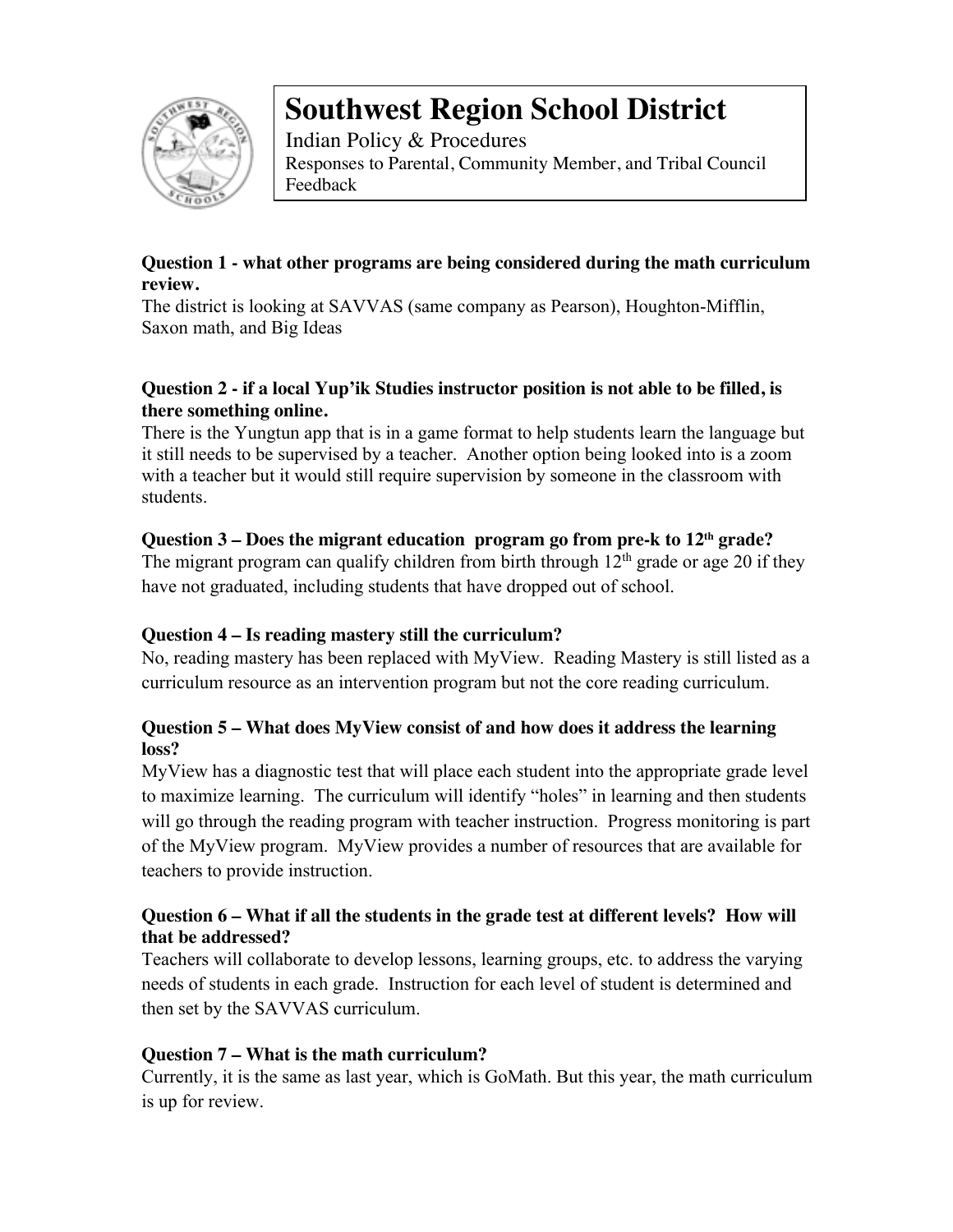# Southwest Region School District

Indian Policy & Procedures

Responses to Parental, Community Member, and Tribal Council Feedback

**Question 1 - what other programs are being considered during the math curriculum review.**

The district is looking at SAVVAS (same company as Pearson), Houghton-Mifflin, Saxon math, and Big Ideas

**Question 2 - if a local Yup'ik Studies instructor position is not able to be filled, is there something online.**

There is the Yungtun app that is in a game format to help students learn the language but it still needs to be supervised by a teacher. Another option being looked into is a zoom with a teacher but it would still require supervision by someone in the classroom with students.

**Question 3 – Does the migrant education program go from pre-k to 12th grade?**

The migrant program can qualify children from birth through 12th grade or age 20 if they have not graduated, including students that have dropped out of school.

**Question 4 – Is reading mastery still the curriculum?**

No, reading mastery has been replaced with MyView. Reading Mastery is still listed as a curriculum resource as an intervention program but not the core reading curriculum.

**Question 5 – What does MyView consist of and how does it address the learning loss?**

MyView has a diagnostic test that will place each student into the appropriate grade level to maximize learning. The curriculum will identify "holes" in learning and then students will go through the reading program with teacher instruction. Progress monitoring is part of the MyView program. MyView provides a number of resources that are available for teachers to provide instruction.

**Question 6 – What if all the students in the grade test at different levels? How will that be addressed?**

Teachers will collaborate to develop lessons, learning groups, etc. to address the varying needs of students in each grade. Instruction for each level of student is determined and then set by the SAVVAS curriculum.

**Question 7 – What is the math curriculum?**

Currently, it is the same as last year, which is GoMath. But this year, the math curriculum is up for review.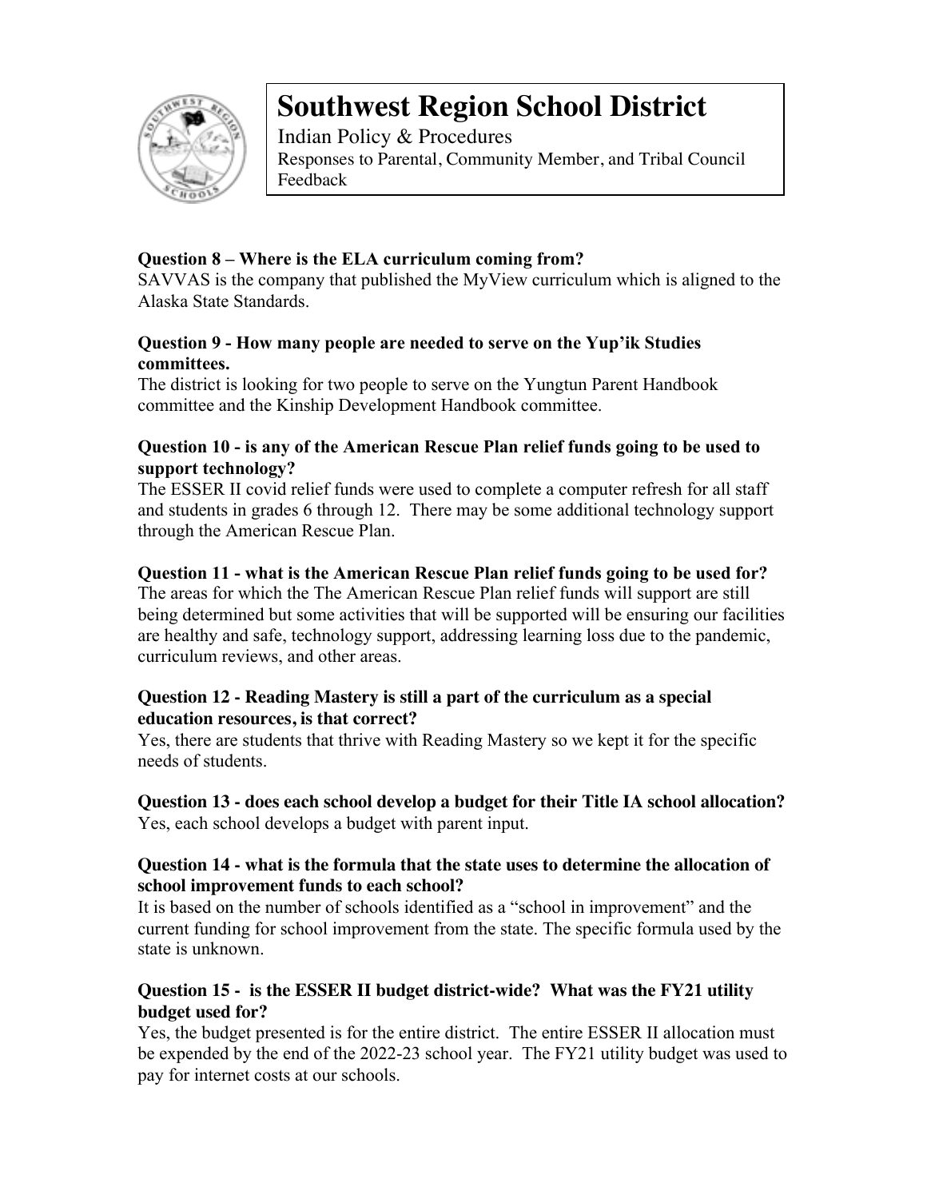# Southwest Region School District

Indian Policy & Procedures

Responses to Parental, Community Member, and Tribal Council Feedback

**Question 8 – Where is the ELA curriculum coming from?**

SAVVAS is the company that published the MyView curriculum which is aligned to the Alaska State Standards.

**Question 9 - How many people are needed to serve on the Yup'ik Studies committees.**

The district is looking for two people to serve on the Yungtun Parent Handbook committee and the Kinship Development Handbook committee.

**Question 10 - is any of the American Rescue Plan relief funds going to be used to support technology?**

The ESSER II covid relief funds were used to complete a computer refresh for all staff and students in grades 6 through 12. There may be some additional technology support through the American Rescue Plan.

**Question 11 - what is the American Rescue Plan relief funds going to be used for?**

The areas for which the The American Rescue Plan relief funds will support are still being determined but some activities that will be supported will be ensuring our facilities are healthy and safe, technology support, addressing learning loss due to the pandemic, curriculum reviews, and other areas.

**Question 12 - Reading Mastery is still a part of the curriculum as a special education resources, is that correct?**

Yes, there are students that thrive with Reading Mastery so we kept it for the specific needs of students.

**Question 13 - does each school develop a budget for their Title IA school allocation?**

Yes, each school develops a budget with parent input.

**Question 14 - what is the formula that the state uses to determine the allocation of school improvement funds to each school?**

It is based on the number of schools identified as a "school in improvement" and the current funding for school improvement from the state. The specific formula used by the state is unknown.

**Question 15 - is the ESSER II budget district-wide? What was the FY21 utility budget used for?**

Yes, the budget presented is for the entire district. The entire ESSER II allocation must be expended by the end of the 2022-23 school year. The FY21 utility budget was used to pay for internet costs at our schools.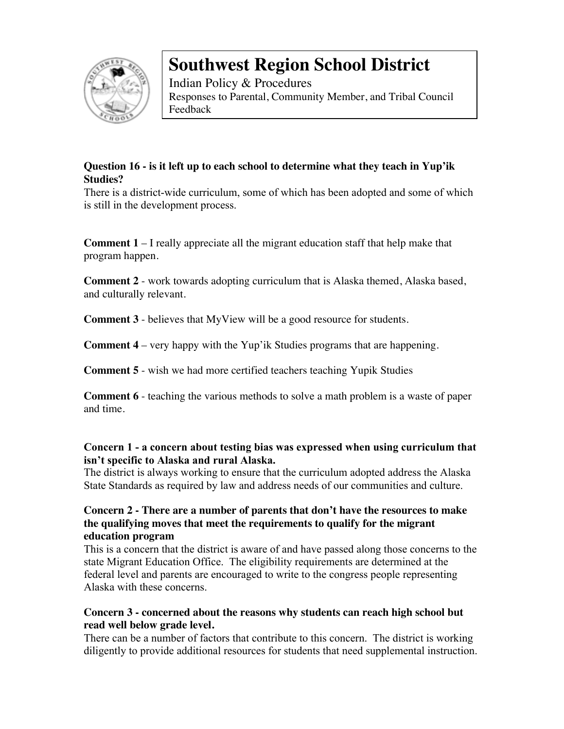# Southwest Region School District

Indian Policy & Procedures

Responses to Parental, Community Member, and Tribal Council Feedback

**Question 16 - is it left up to each school to determine what they teach in Yup'ik Studies?**

There is a district-wide curriculum, some of which has been adopted and some of which is still in the development process.

**Comment 1** – I really appreciate all the migrant education staff that help make that program happen.

**Comment 2** - work towards adopting curriculum that is Alaska themed, Alaska based, and culturally relevant.

**Comment 3** - believes that MyView will be a good resource for students.

**Comment 4** – very happy with the Yup'ik Studies programs that are happening.

**Comment 5** - wish we had more certified teachers teaching Yupik Studies

**Comment 6** - teaching the various methods to solve a math problem is a waste of paper and time.

**Concern 1 - a concern about testing bias was expressed when using curriculum that isn't specific to Alaska and rural Alaska.**

The district is always working to ensure that the curriculum adopted address the Alaska State Standards as required by law and address needs of our communities and culture.

**Concern 2 - There are a number of parents that don't have the resources to make the qualifying moves that meet the requirements to qualify for the migrant education program**

This is a concern that the district is aware of and have passed along those concerns to the state Migrant Education Office. The eligibility requirements are determined at the federal level and parents are encouraged to write to the congress people representing Alaska with these concerns.

**Concern 3 - concerned about the reasons why students can reach high school but read well below grade level.**

There can be a number of factors that contribute to this concern. The district is working diligently to provide additional resources for students that need supplemental instruction.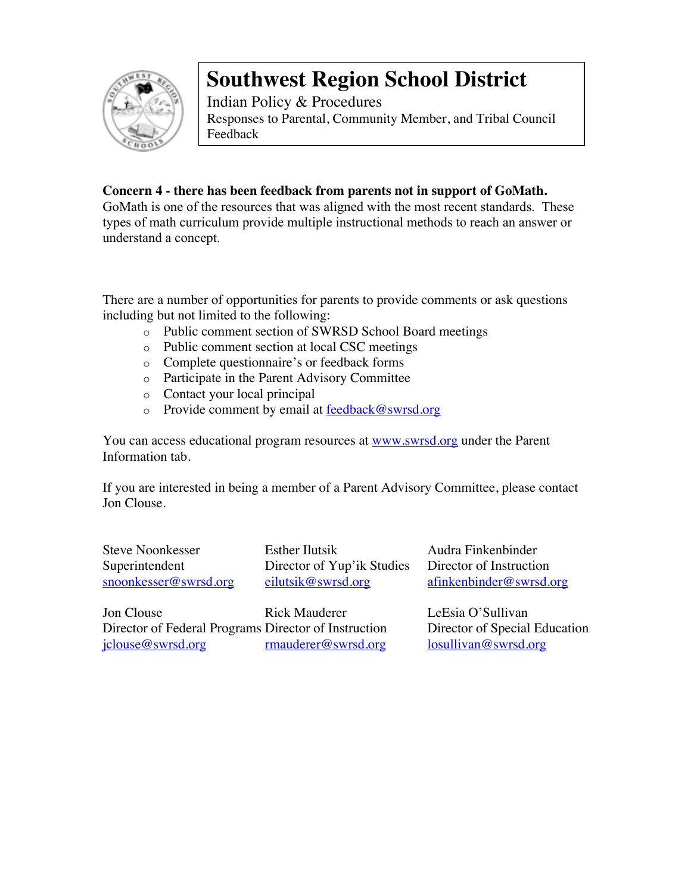# Southwest Region School District

Indian Policy & Procedures

Responses to Parental, Community Member, and Tribal Council Feedback

**Concern 4 - there has been feedback from parents not in support of GoMath.**
GoMath is one of the resources that was aligned with the most recent standards. These types of math curriculum provide multiple instructional methods to reach an answer or understand a concept.

There are a number of opportunities for parents to provide comments or ask questions including but not limited to the following:

- Public comment section of SWRSD School Board meetings
- Public comment section at local CSC meetings
- Complete questionnaire's or feedback forms
- Participate in the Parent Advisory Committee
- Contact your local principal
- Provide comment by email at feedback@swrsd.org

You can access educational program resources at www.swrsd.org under the Parent Information tab.

If you are interested in being a member of a Parent Advisory Committee, please contact Jon Clouse.

Steve Noonkesser
Superintendent
snoonkesser@swrsd.org

Esther Ilutsik
Director of Yup'ik Studies
eilutsik@swrsd.org

Audra Finkenbinder
Director of Instruction
afinkenbinder@swrsd.org

Jon Clouse
Director of Federal Programs
jclouse@swrsd.org

Rick Mauderer
Director of Instruction
rmauderer@swrsd.org

LeEsia O'Sullivan
Director of Special Education
losullivan@swrsd.org